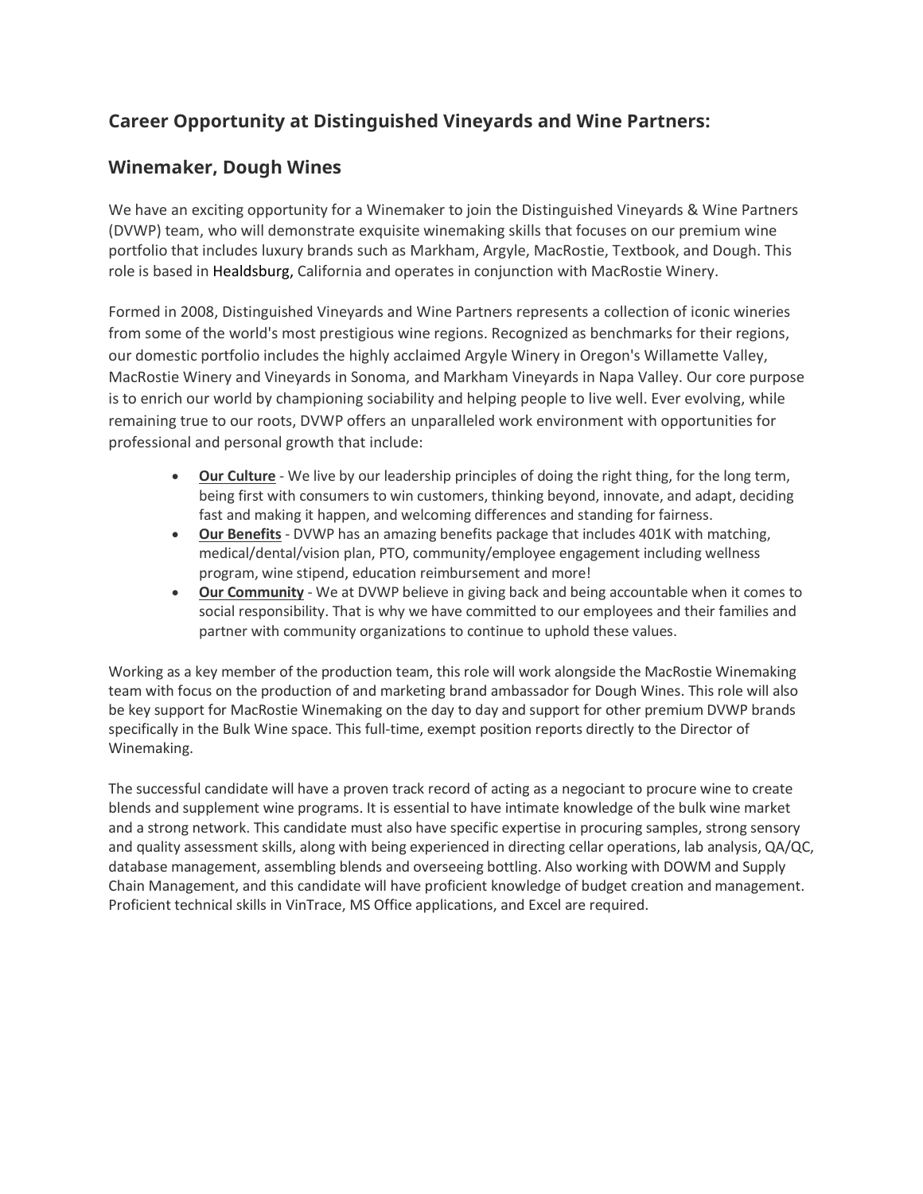## Career Opportunity at Distinguished Vineyards and Wine Partners:

## Winemaker, Dough Wines

We have an exciting opportunity for a Winemaker to join the Distinguished Vineyards & Wine Partners (DVWP) team, who will demonstrate exquisite winemaking skills that focuses on our premium wine portfolio that includes luxury brands such as Markham, Argyle, MacRostie, Textbook, and Dough. This role is based in Healdsburg, California and operates in conjunction with MacRostie Winery.

Formed in 2008, Distinguished Vineyards and Wine Partners represents a collection of iconic wineries from some of the world's most prestigious wine regions. Recognized as benchmarks for their regions, our domestic portfolio includes the highly acclaimed Argyle Winery in Oregon's Willamette Valley, MacRostie Winery and Vineyards in Sonoma, and Markham Vineyards in Napa Valley. Our core purpose is to enrich our world by championing sociability and helping people to live well. Ever evolving, while remaining true to our roots, DVWP offers an unparalleled work environment with opportunities for professional and personal growth that include:

- **Our Culture** - We live by our leadership principles of doing the right thing, for the long term, being first with consumers to win customers, thinking beyond, innovate, and adapt, deciding fast and making it happen, and welcoming differences and standing for fairness.
- **Our Benefits** - DVWP has an amazing benefits package that includes 401K with matching, medical/dental/vision plan, PTO, community/employee engagement including wellness program, wine stipend, education reimbursement and more!
- **Our Community** - We at DVWP believe in giving back and being accountable when it comes to social responsibility. That is why we have committed to our employees and their families and partner with community organizations to continue to uphold these values.

Working as a key member of the production team, this role will work alongside the MacRostie Winemaking team with focus on the production of and marketing brand ambassador for Dough Wines. This role will also be key support for MacRostie Winemaking on the day to day and support for other premium DVWP brands specifically in the Bulk Wine space. This full-time, exempt position reports directly to the Director of Winemaking.

The successful candidate will have a proven track record of acting as a negociant to procure wine to create blends and supplement wine programs. It is essential to have intimate knowledge of the bulk wine market and a strong network. This candidate must also have specific expertise in procuring samples, strong sensory and quality assessment skills, along with being experienced in directing cellar operations, lab analysis, QA/QC, database management, assembling blends and overseeing bottling. Also working with DOWM and Supply Chain Management, and this candidate will have proficient knowledge of budget creation and management. Proficient technical skills in VinTrace, MS Office applications, and Excel are required.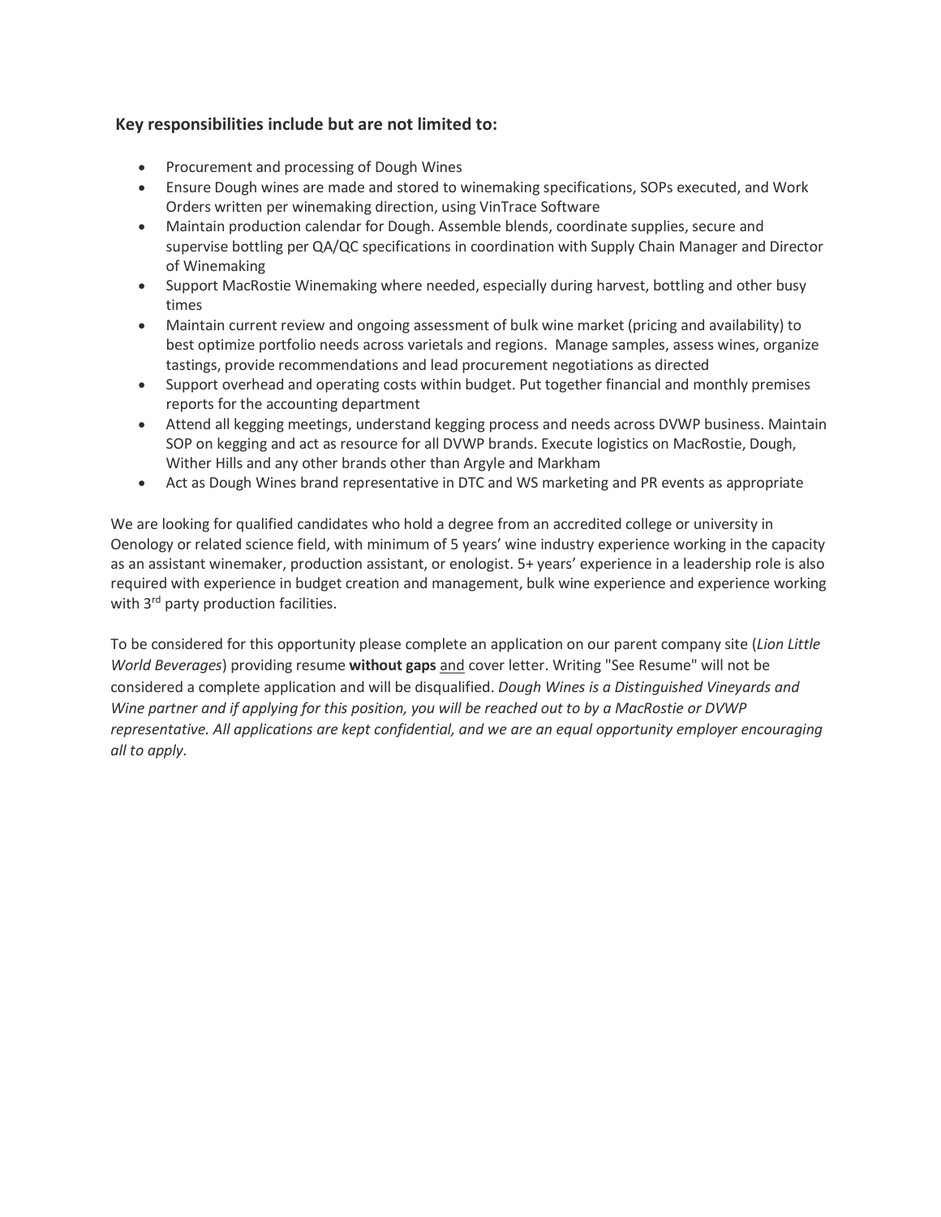### Key responsibilities include but are not limited to:

- Procurement and processing of Dough Wines
- Ensure Dough wines are made and stored to winemaking specifications, SOPs executed, and Work Orders written per winemaking direction, using VinTrace Software
- Maintain production calendar for Dough. Assemble blends, coordinate supplies, secure and supervise bottling per QA/QC specifications in coordination with Supply Chain Manager and Director of Winemaking
- Support MacRostie Winemaking where needed, especially during harvest, bottling and other busy times
- Maintain current review and ongoing assessment of bulk wine market (pricing and availability) to best optimize portfolio needs across varietals and regions. Manage samples, assess wines, organize tastings, provide recommendations and lead procurement negotiations as directed
- Support overhead and operating costs within budget. Put together financial and monthly premises reports for the accounting department
- Attend all kegging meetings, understand kegging process and needs across DVWP business. Maintain SOP on kegging and act as resource for all DVWP brands. Execute logistics on MacRostie, Dough, Wither Hills and any other brands other than Argyle and Markham
- Act as Dough Wines brand representative in DTC and WS marketing and PR events as appropriate

We are looking for qualified candidates who hold a degree from an accredited college or university in Oenology or related science field, with minimum of 5 years' wine industry experience working in the capacity as an assistant winemaker, production assistant, or enologist. 5+ years' experience in a leadership role is also required with experience in budget creation and management, bulk wine experience and experience working with 3rd party production facilities.

To be considered for this opportunity please complete an application on our parent company site (*Lion Little World Beverages*) providing resume **without gaps** <u>and</u> cover letter. Writing "See Resume" will not be considered a complete application and will be disqualified. *Dough Wines is a Distinguished Vineyards and Wine partner and if applying for this position, you will be reached out to by a MacRostie or DVWP representative. All applications are kept confidential, and we are an equal opportunity employer encouraging all to apply.*